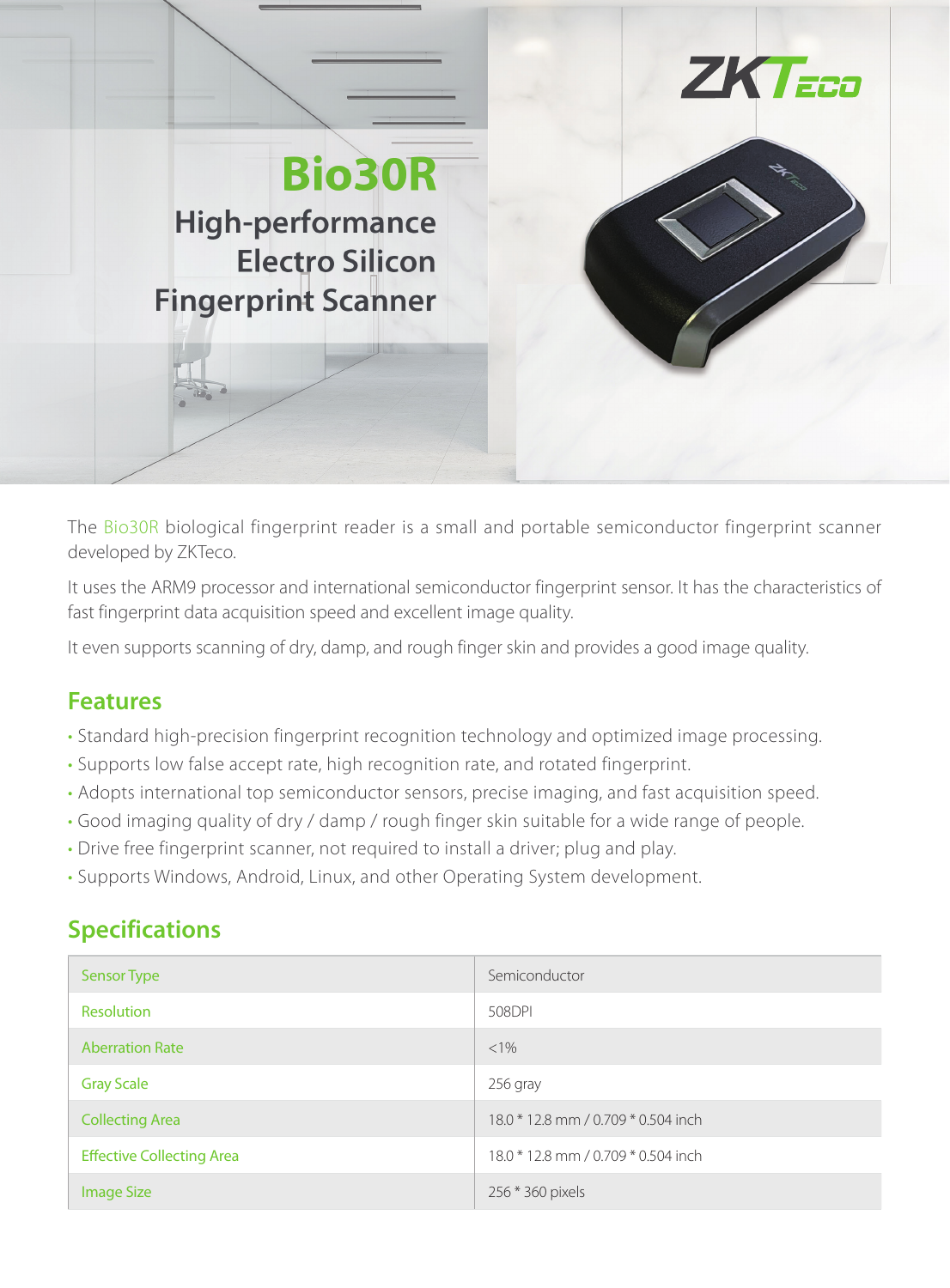# Bio30R

## High-performance Electro Silicon Fingerprint Scanner

The Bio30R biological fingerprint reader is a small and portable semiconductor fingerprint scanner developed by ZKTeco.

It uses the ARM9 processor and international semiconductor fingerprint sensor. It has the characteristics of fast fingerprint data acquisition speed and excellent image quality.

It even supports scanning of dry, damp, and rough finger skin and provides a good image quality.

## Features

- Standard high-precision fingerprint recognition technology and optimized image processing.
- Supports low false accept rate, high recognition rate, and rotated fingerprint.
- Adopts international top semiconductor sensors, precise imaging, and fast acquisition speed.
- Good imaging quality of dry / damp / rough finger skin suitable for a wide range of people.
- Drive free fingerprint scanner, not required to install a driver; plug and play.
- Supports Windows, Android, Linux, and other Operating System development.

## Specifications

| | |
|---|---|
| Sensor Type | Semiconductor |
| Resolution | 508DPI |
| Aberration Rate | <1% |
| Gray Scale | 256 gray |
| Collecting Area | 18.0 * 12.8 mm / 0.709 * 0.504 inch |
| Effective Collecting Area | 18.0 * 12.8 mm / 0.709 * 0.504 inch |
| Image Size | 256 * 360 pixels |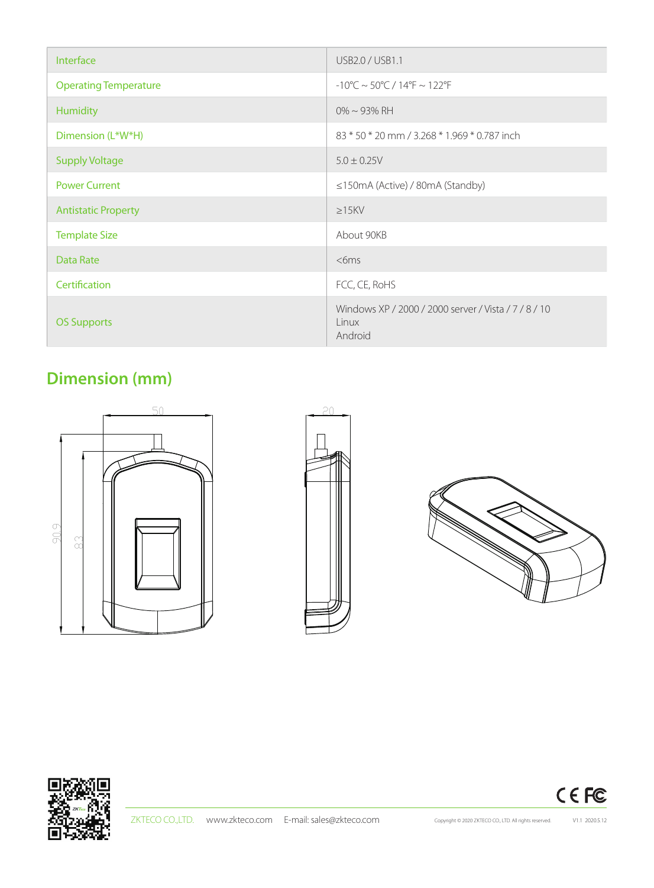| | |
|---|---|
| Interface | USB2.0 / USB1.1 |
| Operating Temperature | -10℃ ~ 50℃ / 14℉ ~ 122℉ |
| Humidity | 0% ~ 93% RH |
| Dimension (L*W*H) | 83 * 50 * 20 mm / 3.268 * 1.969 * 0.787 inch |
| Supply Voltage | 5.0 ± 0.25V |
| Power Current | ≤150mA (Active) / 80mA (Standby) |
| Antistatic Property | ≥15KV |
| Template Size | About 90KB |
| Data Rate | <6ms |
| Certification | FCC, CE, RoHS |
| OS Supports | Windows XP / 2000 / 2000 server / Vista / 7 / 8 / 10<br>Linux<br>Android |

## Dimension (mm)

50

90.9

83

20

ZKTECO CO.,LTD. www.zkteco.com E-mail: sales@zkteco.com

Copyright © 2020 ZKTECO CO., LTD. All rights reserved. V1.1 2020.5.12